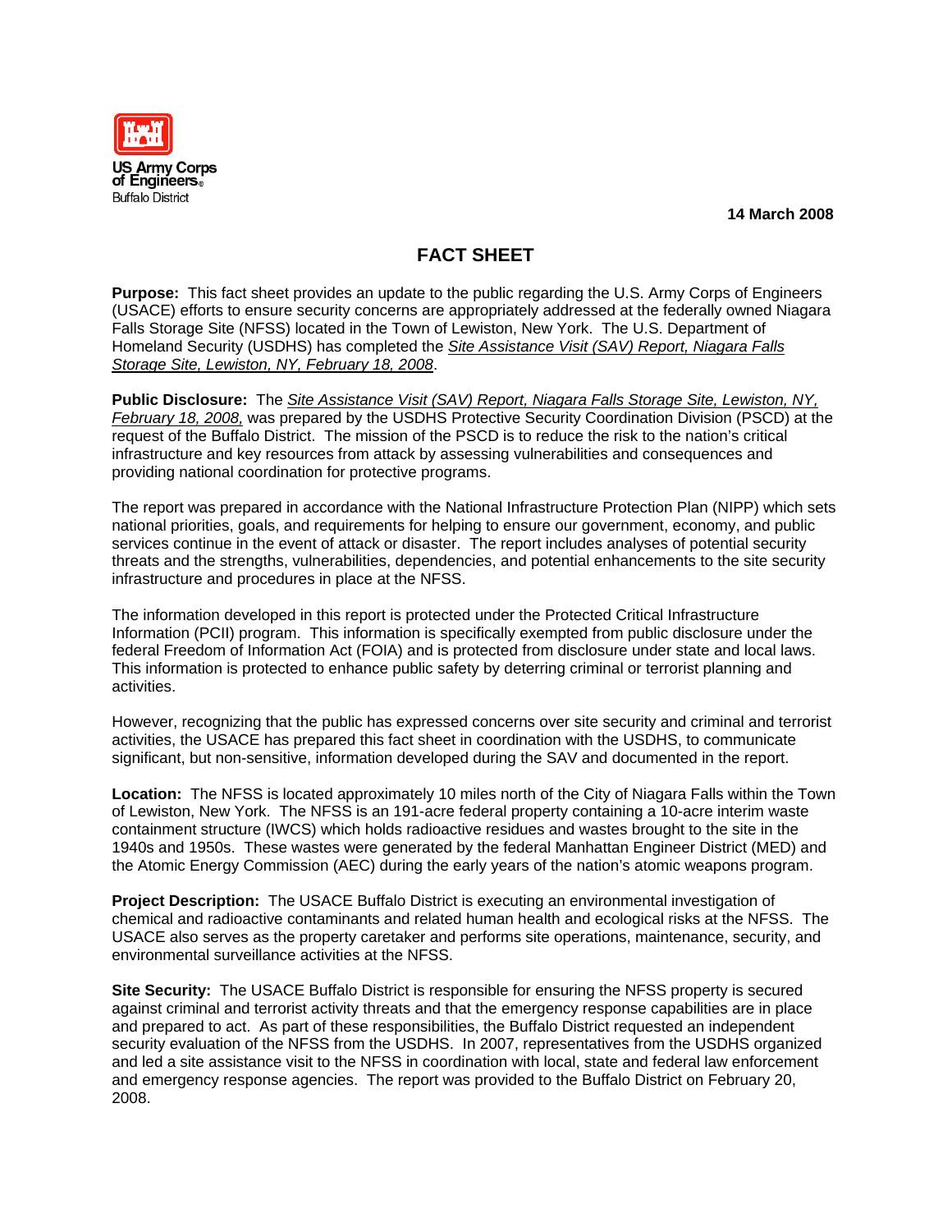US Army Corps of Engineers
Buffalo District

**14 March 2008**

# FACT SHEET

**Purpose:** This fact sheet provides an update to the public regarding the U.S. Army Corps of Engineers (USACE) efforts to ensure security concerns are appropriately addressed at the federally owned Niagara Falls Storage Site (NFSS) located in the Town of Lewiston, New York. The U.S. Department of Homeland Security (USDHS) has completed the *Site Assistance Visit (SAV) Report, Niagara Falls Storage Site, Lewiston, NY, February 18, 2008*.

**Public Disclosure:** The *Site Assistance Visit (SAV) Report, Niagara Falls Storage Site, Lewiston, NY, February 18, 2008,* was prepared by the USDHS Protective Security Coordination Division (PSCD) at the request of the Buffalo District. The mission of the PSCD is to reduce the risk to the nation's critical infrastructure and key resources from attack by assessing vulnerabilities and consequences and providing national coordination for protective programs.

The report was prepared in accordance with the National Infrastructure Protection Plan (NIPP) which sets national priorities, goals, and requirements for helping to ensure our government, economy, and public services continue in the event of attack or disaster. The report includes analyses of potential security threats and the strengths, vulnerabilities, dependencies, and potential enhancements to the site security infrastructure and procedures in place at the NFSS.

The information developed in this report is protected under the Protected Critical Infrastructure Information (PCII) program. This information is specifically exempted from public disclosure under the federal Freedom of Information Act (FOIA) and is protected from disclosure under state and local laws. This information is protected to enhance public safety by deterring criminal or terrorist planning and activities.

However, recognizing that the public has expressed concerns over site security and criminal and terrorist activities, the USACE has prepared this fact sheet in coordination with the USDHS, to communicate significant, but non-sensitive, information developed during the SAV and documented in the report.

**Location:** The NFSS is located approximately 10 miles north of the City of Niagara Falls within the Town of Lewiston, New York. The NFSS is an 191-acre federal property containing a 10-acre interim waste containment structure (IWCS) which holds radioactive residues and wastes brought to the site in the 1940s and 1950s. These wastes were generated by the federal Manhattan Engineer District (MED) and the Atomic Energy Commission (AEC) during the early years of the nation's atomic weapons program.

**Project Description:** The USACE Buffalo District is executing an environmental investigation of chemical and radioactive contaminants and related human health and ecological risks at the NFSS. The USACE also serves as the property caretaker and performs site operations, maintenance, security, and environmental surveillance activities at the NFSS.

**Site Security:** The USACE Buffalo District is responsible for ensuring the NFSS property is secured against criminal and terrorist activity threats and that the emergency response capabilities are in place and prepared to act. As part of these responsibilities, the Buffalo District requested an independent security evaluation of the NFSS from the USDHS. In 2007, representatives from the USDHS organized and led a site assistance visit to the NFSS in coordination with local, state and federal law enforcement and emergency response agencies. The report was provided to the Buffalo District on February 20, 2008.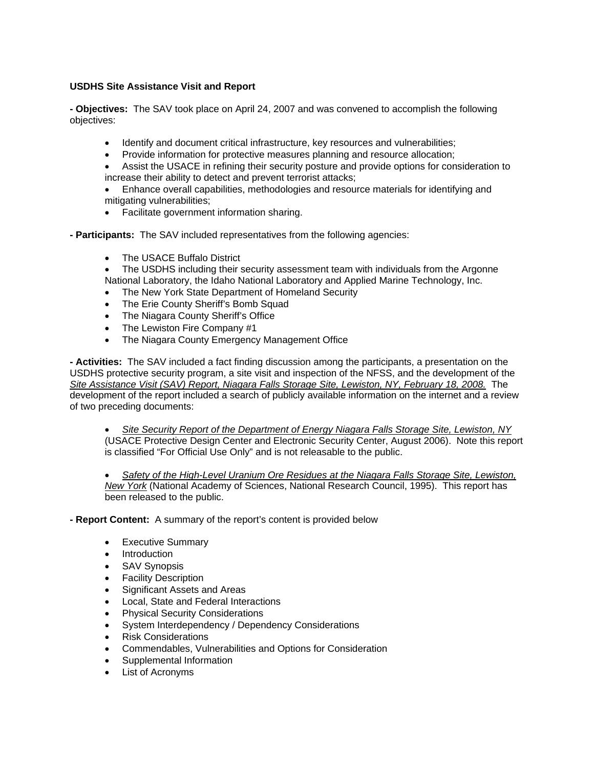**USDHS Site Assistance Visit and Report**

**- Objectives:** The SAV took place on April 24, 2007 and was convened to accomplish the following objectives:

- Identify and document critical infrastructure, key resources and vulnerabilities;
- Provide information for protective measures planning and resource allocation;
- Assist the USACE in refining their security posture and provide options for consideration to increase their ability to detect and prevent terrorist attacks;
- Enhance overall capabilities, methodologies and resource materials for identifying and mitigating vulnerabilities;
- Facilitate government information sharing.

**- Participants:** The SAV included representatives from the following agencies:

- The USACE Buffalo District
- The USDHS including their security assessment team with individuals from the Argonne National Laboratory, the Idaho National Laboratory and Applied Marine Technology, Inc.
- The New York State Department of Homeland Security
- The Erie County Sheriff's Bomb Squad
- The Niagara County Sheriff's Office
- The Lewiston Fire Company #1
- The Niagara County Emergency Management Office

**- Activities:** The SAV included a fact finding discussion among the participants, a presentation on the USDHS protective security program, a site visit and inspection of the NFSS, and the development of the *Site Assistance Visit (SAV) Report, Niagara Falls Storage Site, Lewiston, NY, February 18, 2008.* The development of the report included a search of publicly available information on the internet and a review of two preceding documents:

- *Site Security Report of the Department of Energy Niagara Falls Storage Site, Lewiston, NY* (USACE Protective Design Center and Electronic Security Center, August 2006). Note this report is classified "For Official Use Only" and is not releasable to the public.

- *Safety of the High-Level Uranium Ore Residues at the Niagara Falls Storage Site, Lewiston, New York* (National Academy of Sciences, National Research Council, 1995). This report has been released to the public.

**- Report Content:** A summary of the report's content is provided below

- Executive Summary
- Introduction
- SAV Synopsis
- Facility Description
- Significant Assets and Areas
- Local, State and Federal Interactions
- Physical Security Considerations
- System Interdependency / Dependency Considerations
- Risk Considerations
- Commendables, Vulnerabilities and Options for Consideration
- Supplemental Information
- List of Acronyms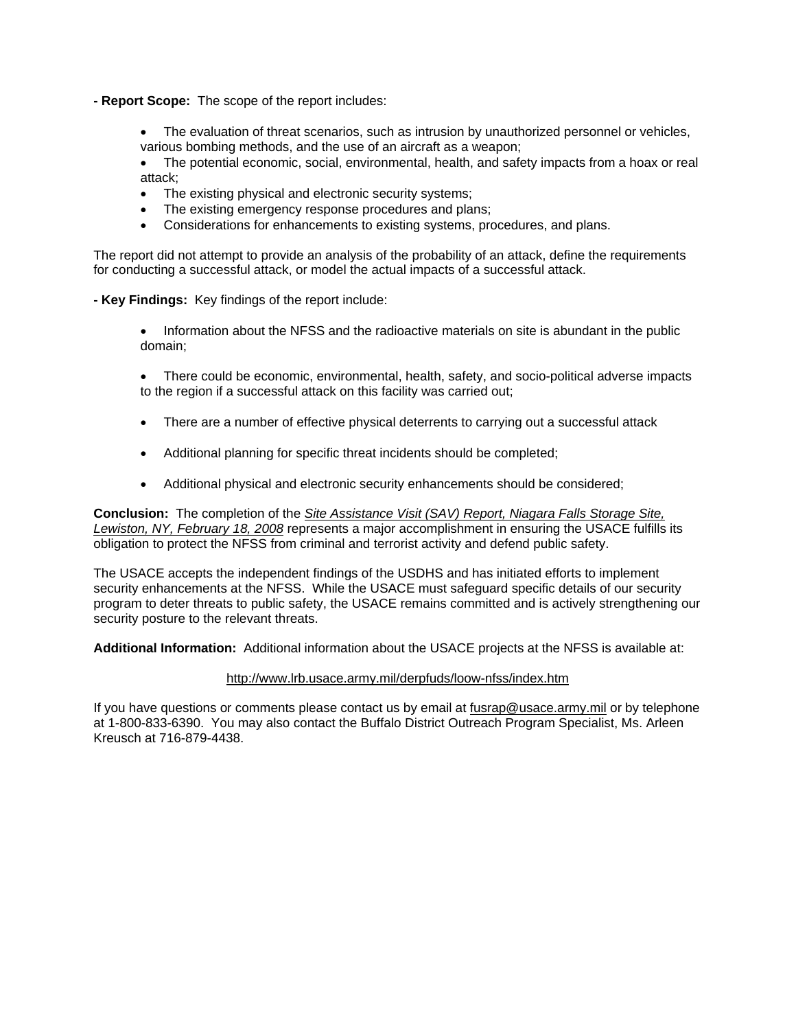**- Report Scope:** The scope of the report includes:

- The evaluation of threat scenarios, such as intrusion by unauthorized personnel or vehicles, various bombing methods, and the use of an aircraft as a weapon;
- The potential economic, social, environmental, health, and safety impacts from a hoax or real attack;
- The existing physical and electronic security systems;
- The existing emergency response procedures and plans;
- Considerations for enhancements to existing systems, procedures, and plans.

The report did not attempt to provide an analysis of the probability of an attack, define the requirements for conducting a successful attack, or model the actual impacts of a successful attack.

**- Key Findings:** Key findings of the report include:

- Information about the NFSS and the radioactive materials on site is abundant in the public domain;
- There could be economic, environmental, health, safety, and socio-political adverse impacts to the region if a successful attack on this facility was carried out;
- There are a number of effective physical deterrents to carrying out a successful attack
- Additional planning for specific threat incidents should be completed;
- Additional physical and electronic security enhancements should be considered;

**Conclusion:** The completion of the *Site Assistance Visit (SAV) Report, Niagara Falls Storage Site, Lewiston, NY, February 18, 2008* represents a major accomplishment in ensuring the USACE fulfills its obligation to protect the NFSS from criminal and terrorist activity and defend public safety.

The USACE accepts the independent findings of the USDHS and has initiated efforts to implement security enhancements at the NFSS. While the USACE must safeguard specific details of our security program to deter threats to public safety, the USACE remains committed and is actively strengthening our security posture to the relevant threats.

**Additional Information:** Additional information about the USACE projects at the NFSS is available at:

http://www.lrb.usace.army.mil/derpfuds/loow-nfss/index.htm

If you have questions or comments please contact us by email at fusrap@usace.army.mil or by telephone at 1-800-833-6390. You may also contact the Buffalo District Outreach Program Specialist, Ms. Arleen Kreusch at 716-879-4438.